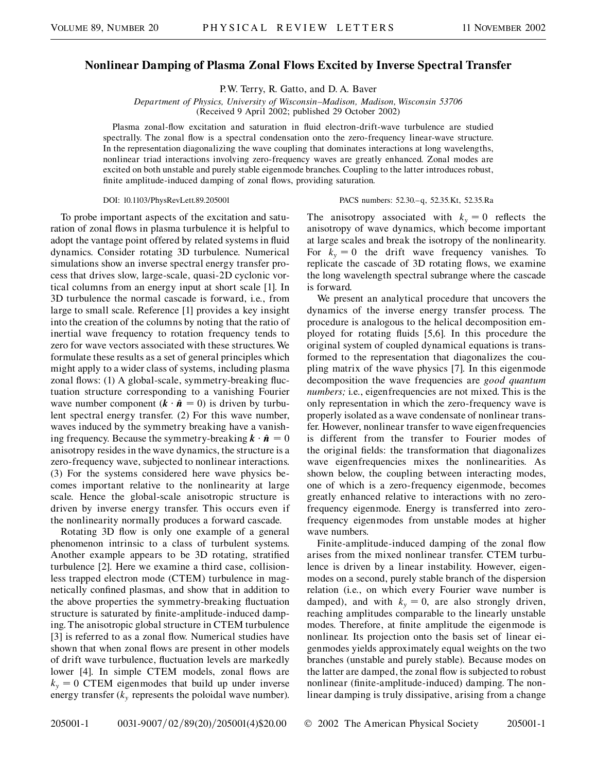# Nonlinear Damping of Plasma Zonal Flows Excited by Inverse Spectral Transfer

P. W. Terry, R. Gatto, and D. A. Baver

*Department of Physics, University of Wisconsin–Madison, Madison, Wisconsin 53706*
(Received 9 April 2002; published 29 October 2002)

Plasma zonal-flow excitation and saturation in fluid electron-drift-wave turbulence are studied spectrally. The zonal flow is a spectral condensation onto the zero-frequency linear-wave structure. In the representation diagonalizing the wave coupling that dominates interactions at long wavelengths, nonlinear triad interactions involving zero-frequency waves are greatly enhanced. Zonal modes are excited on both unstable and purely stable eigenmode branches. Coupling to the latter introduces robust, finite amplitude-induced damping of zonal flows, providing saturation.

DOI: 10.1103/PhysRevLett.89.205001 PACS numbers: 52.30.–q, 52.35.Kt, 52.35.Ra

To probe important aspects of the excitation and saturation of zonal flows in plasma turbulence it is helpful to adopt the vantage point offered by related systems in fluid dynamics. Consider rotating 3D turbulence. Numerical simulations show an inverse spectral energy transfer process that drives slow, large-scale, quasi-2D cyclonic vortical columns from an energy input at short scale [1]. In 3D turbulence the normal cascade is forward, i.e., from large to small scale. Reference [1] provides a key insight into the creation of the columns by noting that the ratio of inertial wave frequency to rotation frequency tends to zero for wave vectors associated with these structures. We formulate these results as a set of general principles which might apply to a wider class of systems, including plasma zonal flows: (1) A global-scale, symmetry-breaking fluctuation structure corresponding to a vanishing Fourier wave number component ($\boldsymbol{k} \cdot \hat{\boldsymbol{n}} = 0$) is driven by turbulent spectral energy transfer. (2) For this wave number, waves induced by the symmetry breaking have a vanishing frequency. Because the symmetry-breaking $\boldsymbol{k} \cdot \hat{\boldsymbol{n}} = 0$ anisotropy resides in the wave dynamics, the structure is a zero-frequency wave, subjected to nonlinear interactions. (3) For the systems considered here wave physics becomes important relative to the nonlinearity at large scale. Hence the global-scale anisotropic structure is driven by inverse energy transfer. This occurs even if the nonlinearity normally produces a forward cascade.

Rotating 3D flow is only one example of a general phenomenon intrinsic to a class of turbulent systems. Another example appears to be 3D rotating, stratified turbulence [2]. Here we examine a third case, collisionless trapped electron mode (CTEM) turbulence in magnetically confined plasmas, and show that in addition to the above properties the symmetry-breaking fluctuation structure is saturated by finite-amplitude-induced damping. The anisotropic global structure in CTEM turbulence [3] is referred to as a zonal flow. Numerical studies have shown that when zonal flows are present in other models of drift wave turbulence, fluctuation levels are markedly lower [4]. In simple CTEM models, zonal flows are $k_y = 0$ CTEM eigenmodes that build up under inverse energy transfer ($k_y$ represents the poloidal wave number). The anisotropy associated with $k_y = 0$ reflects the anisotropy of wave dynamics, which become important at large scales and break the isotropy of the nonlinearity. For $k_y = 0$ the drift wave frequency vanishes. To replicate the cascade of 3D rotating flows, we examine the long wavelength spectral subrange where the cascade is forward.

We present an analytical procedure that uncovers the dynamics of the inverse energy transfer process. The procedure is analogous to the helical decomposition employed for rotating fluids [5,6]. In this procedure the original system of coupled dynamical equations is transformed to the representation that diagonalizes the coupling matrix of the wave physics [7]. In this eigenmode decomposition the wave frequencies are *good quantum numbers;* i.e., eigenfrequencies are not mixed. This is the only representation in which the zero-frequency wave is properly isolated as a wave condensate of nonlinear transfer. However, nonlinear transfer to wave eigenfrequencies is different from the transfer to Fourier modes of the original fields: the transformation that diagonalizes wave eigenfrequencies mixes the nonlinearities. As shown below, the coupling between interacting modes, one of which is a zero-frequency eigenmode, becomes greatly enhanced relative to interactions with no zero-frequency eigenmode. Energy is transferred into zero-frequency eigenmodes from unstable modes at higher wave numbers.

Finite-amplitude-induced damping of the zonal flow arises from the mixed nonlinear transfer. CTEM turbulence is driven by a linear instability. However, eigenmodes on a second, purely stable branch of the dispersion relation (i.e., on which every Fourier wave number is damped), and with $k_y = 0$, are also strongly driven, reaching amplitudes comparable to the linearly unstable modes. Therefore, at finite amplitude the eigenmode is nonlinear. Its projection onto the basis set of linear eigenmodes yields approximately equal weights on the two branches (unstable and purely stable). Because modes on the latter are damped, the zonal flow is subjected to robust nonlinear (finite-amplitude-induced) damping. The nonlinear damping is truly dissipative, arising from a change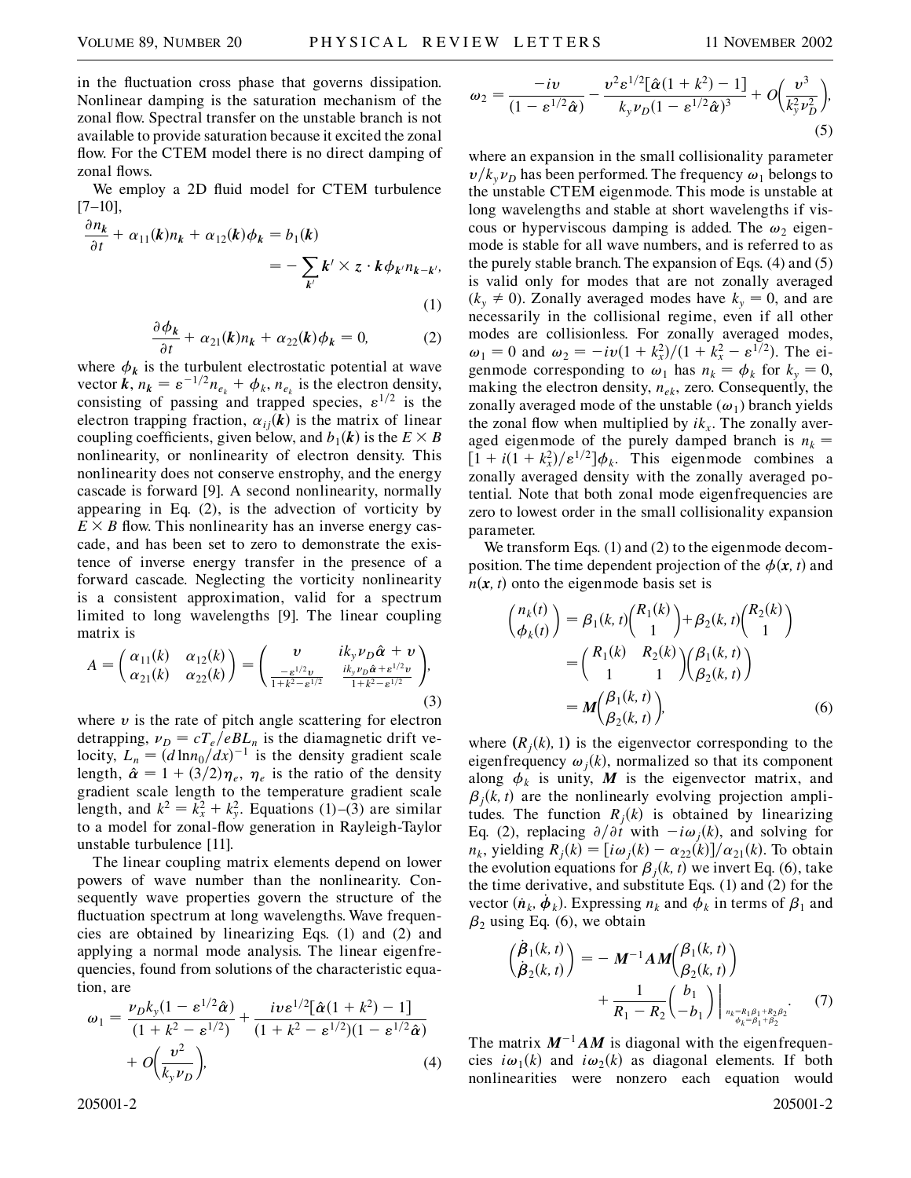in the fluctuation cross phase that governs dissipation. Nonlinear damping is the saturation mechanism of the zonal flow. Spectral transfer on the unstable branch is not available to provide saturation because it excited the zonal flow. For the CTEM model there is no direct damping of zonal flows.

We employ a 2D fluid model for CTEM turbulence [7–10],

$$\frac{\partial n_{\boldsymbol{k}}}{\partial t} + \alpha_{11}(\boldsymbol{k}) n_{\boldsymbol{k}} + \alpha_{12}(\boldsymbol{k})\phi_{\boldsymbol{k}} = b_1(\boldsymbol{k}) = -\sum_{\boldsymbol{k}'} \boldsymbol{k}' \times \boldsymbol{z} \cdot \boldsymbol{k} \phi_{\boldsymbol{k}'} n_{\boldsymbol{k}-\boldsymbol{k}'}, \tag{1}$$

$$\frac{\partial \phi_{\boldsymbol{k}}}{\partial t} + \alpha_{21}(\boldsymbol{k}) n_{\boldsymbol{k}} + \alpha_{22}(\boldsymbol{k})\phi_{\boldsymbol{k}} = 0, \tag{2}$$

where $\phi_{\boldsymbol{k}}$ is the turbulent electrostatic potential at wave vector $\boldsymbol{k}$, $n_{\boldsymbol{k}} = \varepsilon^{-1/2} n_{e_k} + \phi_{\boldsymbol{k}}$, $n_{e_k}$ is the electron density, consisting of passing and trapped species, $\varepsilon^{1/2}$ is the electron trapping fraction, $\alpha_{ij}(\boldsymbol{k})$ is the matrix of linear coupling coefficients, given below, and $b_1(\boldsymbol{k})$ is the $E \times B$ nonlinearity, or nonlinearity of electron density. This nonlinearity does not conserve enstrophy, and the energy cascade is forward [9]. A second nonlinearity, normally appearing in Eq. (2), is the advection of vorticity by $E \times B$ flow. This nonlinearity has an inverse energy cascade, and has been set to zero to demonstrate the existence of inverse energy transfer in the presence of a forward cascade. Neglecting the vorticity nonlinearity is a consistent approximation, valid for a spectrum limited to long wavelengths [9]. The linear coupling matrix is

$$A = \begin{pmatrix} \alpha_{11}(k) & \alpha_{12}(k) \\ \alpha_{21}(k) & \alpha_{22}(k) \end{pmatrix} = \begin{pmatrix} v & ik_y \nu_D \hat{\alpha} + v \\ \frac{-\varepsilon^{1/2} v}{1+k^2-\varepsilon^{1/2}} & \frac{ik_y \nu_D \hat{\alpha} + \varepsilon^{1/2} v}{1+k^2-\varepsilon^{1/2}} \end{pmatrix}, \tag{3}$$

where $v$ is the rate of pitch angle scattering for electron detrapping, $\nu_D = cT_e/eBL_n$ is the diamagnetic drift velocity, $L_n = (d\ln n_0/dx)^{-1}$ is the density gradient scale length, $\hat{\alpha} = 1 + (3/2)\eta_e$, $\eta_e$ is the ratio of the density gradient scale length to the temperature gradient scale length, and $k^2 = k_x^2 + k_y^2$. Equations (1)–(3) are similar to a model for zonal-flow generation in Rayleigh-Taylor unstable turbulence [11].

The linear coupling matrix elements depend on lower powers of wave number than the nonlinearity. Consequently wave properties govern the structure of the fluctuation spectrum at long wavelengths. Wave frequencies are obtained by linearizing Eqs. (1) and (2) and applying a normal mode analysis. The linear eigenfrequencies, found from solutions of the characteristic equation, are

$$\omega_1 = \frac{\nu_D k_y (1 - \varepsilon^{1/2}\hat{\alpha})}{(1 + k^2 - \varepsilon^{1/2})} + \frac{iv\varepsilon^{1/2}[\hat{\alpha}(1+k^2) - 1]}{(1+k^2-\varepsilon^{1/2})(1-\varepsilon^{1/2}\hat{\alpha})} + O\left(\frac{v^2}{k_y \nu_D}\right), \tag{4}$$

$$\omega_2 = \frac{-iv}{(1-\varepsilon^{1/2}\hat{\alpha})} - \frac{v^2 \varepsilon^{1/2}[\hat{\alpha}(1+k^2) - 1]}{k_y \nu_D (1-\varepsilon^{1/2}\hat{\alpha})^3} + O\left(\frac{v^3}{k_y^2 \nu_D^2}\right), \tag{5}$$

where an expansion in the small collisionality parameter $v/k_y \nu_D$ has been performed. The frequency $\omega_1$ belongs to the unstable CTEM eigenmode. This mode is unstable at long wavelengths and stable at short wavelengths if viscous or hyperviscous damping is added. The $\omega_2$ eigenmode is stable for all wave numbers, and is referred to as the purely stable branch. The expansion of Eqs. (4) and (5) is valid only for modes that are not zonally averaged ($k_y \neq 0$). Zonally averaged modes have $k_y = 0$, and are necessarily in the collisional regime, even if all other modes are collisionless. For zonally averaged modes, $\omega_1 = 0$ and $\omega_2 = -iv(1+k_x^2)/(1+k_x^2-\varepsilon^{1/2})$. The eigenmode corresponding to $\omega_1$ has $n_k = \phi_k$ for $k_y = 0$, making the electron density, $n_{ek}$, zero. Consequently, the zonally averaged mode of the unstable ($\omega_1$) branch yields the zonal flow when multiplied by $ik_x$. The zonally averaged eigenmode of the purely damped branch is $n_k = [1 + i(1+k_x^2)/\varepsilon^{1/2}]\phi_k$. This eigenmode combines a zonally averaged density with the zonally averaged potential. Note that both zonal mode eigenfrequencies are zero to lowest order in the small collisionality expansion parameter.

We transform Eqs. (1) and (2) to the eigenmode decomposition. The time dependent projection of the $\phi(\boldsymbol{x}, t)$ and $n(\boldsymbol{x}, t)$ onto the eigenmode basis set is

$$\begin{pmatrix} n_k(t) \\ \phi_k(t) \end{pmatrix} = \beta_1(k,t)\begin{pmatrix} R_1(k) \\ 1 \end{pmatrix} + \beta_2(k,t)\begin{pmatrix} R_2(k) \\ 1 \end{pmatrix} = \begin{pmatrix} R_1(k) & R_2(k) \\ 1 & 1 \end{pmatrix}\begin{pmatrix} \beta_1(k,t) \\ \beta_2(k,t) \end{pmatrix} = \boldsymbol{M}\begin{pmatrix} \beta_1(k,t) \\ \beta_2(k,t) \end{pmatrix}, \tag{6}$$

where $(R_j(k), 1)$ is the eigenvector corresponding to the eigenfrequency $\omega_j(k)$, normalized so that its component along $\phi_k$ is unity, $\boldsymbol{M}$ is the eigenvector matrix, and $\beta_j(k,t)$ are the nonlinearly evolving projection amplitudes. The function $R_j(k)$ is obtained by linearizing Eq. (2), replacing $\partial/\partial t$ with $-i\omega_j(k)$, and solving for $n_k$, yielding $R_j(k) = [i\omega_j(k) - \alpha_{22}(k)]/\alpha_{21}(k)$. To obtain the evolution equations for $\beta_j(k,t)$ we invert Eq. (6), take the time derivative, and substitute Eqs. (1) and (2) for the vector $(\dot{n}_k, \dot{\phi}_k)$. Expressing $n_k$ and $\phi_k$ in terms of $\beta_1$ and $\beta_2$ using Eq. (6), we obtain

$$\begin{pmatrix} \dot{\beta}_1(k,t) \\ \dot{\beta}_2(k,t) \end{pmatrix} = -\boldsymbol{M}^{-1}\boldsymbol{A}\boldsymbol{M}\begin{pmatrix} \beta_1(k,t) \\ \beta_2(k,t) \end{pmatrix} + \frac{1}{R_1 - R_2}\begin{pmatrix} b_1 \\ -b_1 \end{pmatrix}\Bigg|_{\substack{n_k = R_1\beta_1 + R_2\beta_2 \\ \phi_k = \beta_1 + \beta_2}}. \tag{7}$$

The matrix $\boldsymbol{M}^{-1}\boldsymbol{A}\boldsymbol{M}$ is diagonal with the eigenfrequencies $i\omega_1(k)$ and $i\omega_2(k)$ as diagonal elements. If both nonlinearities were nonzero each equation would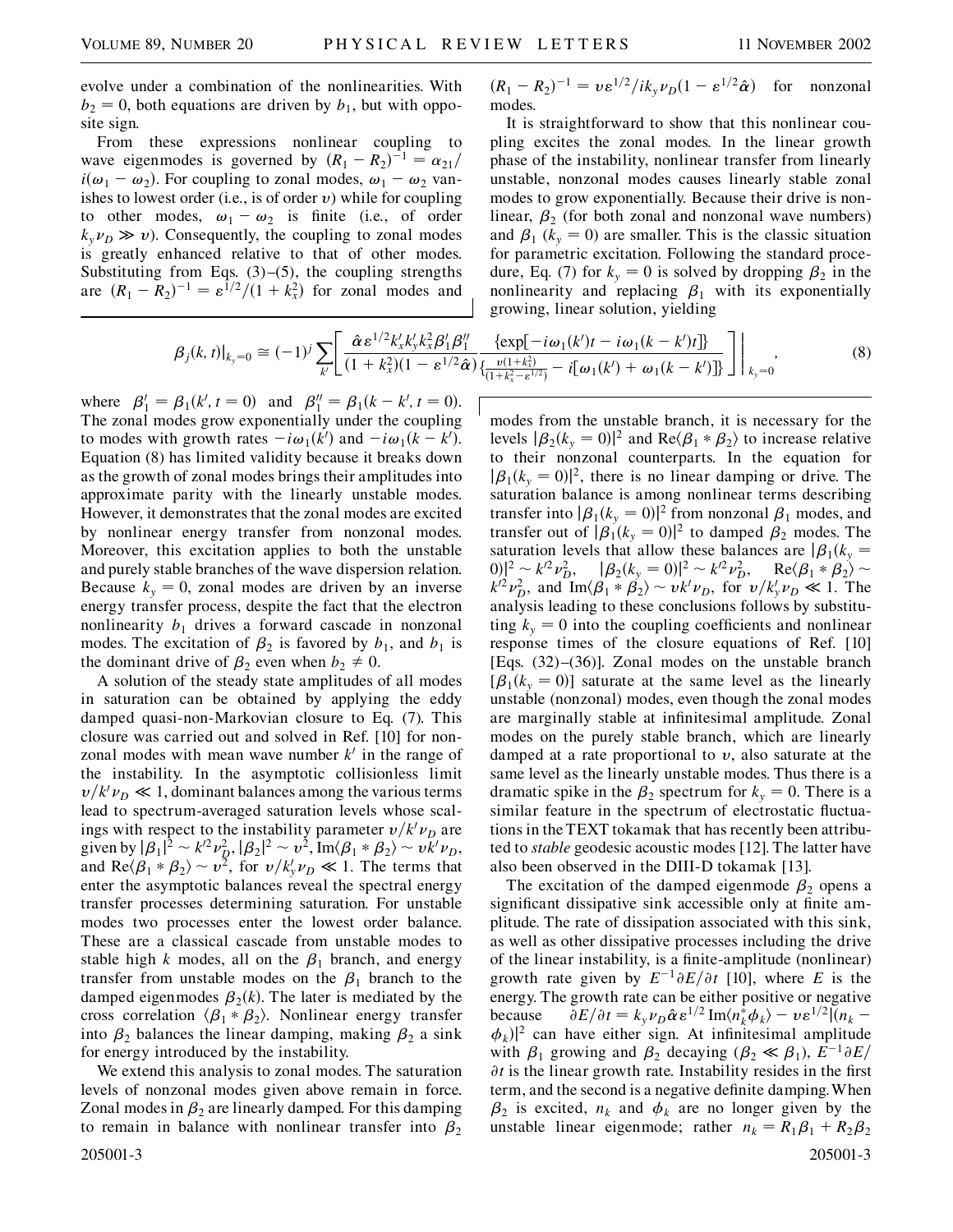evolve under a combination of the nonlinearities. With $b_2 = 0$, both equations are driven by $b_1$, but with opposite sign.

From these expressions nonlinear coupling to wave eigenmodes is governed by $(R_1 - R_2)^{-1} = \alpha_{21}/i(\omega_1 - \omega_2)$. For coupling to zonal modes, $\omega_1 - \omega_2$ vanishes to lowest order (i.e., is of order $v$) while for coupling to other modes, $\omega_1 - \omega_2$ is finite (i.e., of order $k_y \nu_D \gg v$). Consequently, the coupling to zonal modes is greatly enhanced relative to that of other modes. Substituting from Eqs. (3)–(5), the coupling strengths are $(R_1 - R_2)^{-1} = \varepsilon^{1/2}/(1 + k_x^2)$ for zonal modes and $(R_1 - R_2)^{-1} = v\varepsilon^{1/2}/ik_y\nu_D(1 - \varepsilon^{1/2}\hat{\alpha})$ for nonzonal modes.

It is straightforward to show that this nonlinear coupling excites the zonal modes. In the linear growth phase of the instability, nonlinear transfer from linearly unstable, nonzonal modes causes linearly stable zonal modes to grow exponentially. Because their drive is nonlinear, $\beta_2$ (for both zonal and nonzonal wave numbers) and $\beta_1$ ($k_y = 0$) are smaller. This is the classic situation for parametric excitation. Following the standard procedure, Eq. (7) for $k_y = 0$ is solved by dropping $\beta_2$ in the nonlinearity and replacing $\beta_1$ with its exponentially growing, linear solution, yielding

$$\beta_j(k,t)|_{k_y=0} \cong (-1)^j \sum_{k'} \left[ \frac{\hat{\alpha}\varepsilon^{1/2} k'_x k'_y k_x^2 \beta'_1 \beta''_1}{(1 + k_x^2)(1 - \varepsilon^{1/2}\hat{\alpha})} \frac{\{\exp[-i\omega_1(k')t - i\omega_1(k - k')t]\}}{\{\frac{v(1+k_x^2)}{(1+k_x^2-\varepsilon^{1/2})} - i[\omega_1(k') + \omega_1(k - k')]\}} \right]\Bigg|_{k_y=0}, \tag{8}$$

where $\beta'_1 = \beta_1(k', t = 0)$ and $\beta''_1 = \beta_1(k - k', t = 0)$. The zonal modes grow exponentially under the coupling to modes with growth rates $-i\omega_1(k')$ and $-i\omega_1(k - k')$. Equation (8) has limited validity because it breaks down as the growth of zonal modes brings their amplitudes into approximate parity with the linearly unstable modes. However, it demonstrates that the zonal modes are excited by nonlinear energy transfer from nonzonal modes. Moreover, this excitation applies to both the unstable and purely stable branches of the wave dispersion relation. Because $k_y = 0$, zonal modes are driven by an inverse energy transfer process, despite the fact that the electron nonlinearity $b_1$ drives a forward cascade in nonzonal modes. The excitation of $\beta_2$ is favored by $b_1$, and $b_1$ is the dominant drive of $\beta_2$ even when $b_2 \neq 0$.

A solution of the steady state amplitudes of all modes in saturation can be obtained by applying the eddy damped quasi-non-Markovian closure to Eq. (7). This closure was carried out and solved in Ref. [10] for nonzonal modes with mean wave number $k'$ in the range of the instability. In the asymptotic collisionless limit $v/k'\nu_D \ll 1$, dominant balances among the various terms lead to spectrum-averaged saturation levels whose scalings with respect to the instability parameter $v/k'\nu_D$ are given by $|\beta_1|^2 \sim k'^2\nu_D^2$, $|\beta_2|^2 \sim v^2$, $\mathrm{Im}\langle\beta_1 * \beta_2\rangle \sim vk'\nu_D$, and $\mathrm{Re}\langle\beta_1 * \beta_2\rangle \sim v^2$, for $v/k'_y\nu_D \ll 1$. The terms that enter the asymptotic balances reveal the spectral energy transfer processes determining saturation. For unstable modes two processes enter the lowest order balance. These are a classical cascade from unstable modes to stable high $k$ modes, all on the $\beta_1$ branch, and energy transfer from unstable modes on the $\beta_1$ branch to the damped eigenmodes $\beta_2(k)$. The later is mediated by the cross correlation $\langle\beta_1 * \beta_2\rangle$. Nonlinear energy transfer into $\beta_2$ balances the linear damping, making $\beta_2$ a sink for energy introduced by the instability.

We extend this analysis to zonal modes. The saturation levels of nonzonal modes given above remain in force. Zonal modes in $\beta_2$ are linearly damped. For this damping to remain in balance with nonlinear transfer into $\beta_2$ modes from the unstable branch, it is necessary for the levels $|\beta_2(k_y = 0)|^2$ and $\mathrm{Re}\langle\beta_1 * \beta_2\rangle$ to increase relative to their nonzonal counterparts. In the equation for $|\beta_1(k_y = 0)|^2$, there is no linear damping or drive. The saturation balance is among nonlinear terms describing transfer into $|\beta_1(k_y = 0)|^2$ from nonzonal $\beta_1$ modes, and transfer out of $|\beta_1(k_y = 0)|^2$ to damped $\beta_2$ modes. The saturation levels that allow these balances are $|\beta_1(k_y = 0)|^2 \sim k'^2\nu_D^2$, $|\beta_2(k_y = 0)|^2 \sim k'^2\nu_D^2$, $\mathrm{Re}\langle\beta_1 * \beta_2\rangle \sim k'^2\nu_D^2$, and $\mathrm{Im}\langle\beta_1 * \beta_2\rangle \sim vk'\nu_D$, for $v/k'_y\nu_D \ll 1$. The analysis leading to these conclusions follows by substituting $k_y = 0$ into the coupling coefficients and nonlinear response times of the closure equations of Ref. [10] [Eqs. (32)–(36)]. Zonal modes on the unstable branch $[\beta_1(k_y = 0)]$ saturate at the same level as the linearly unstable (nonzonal) modes, even though the zonal modes are marginally stable at infinitesimal amplitude. Zonal modes on the purely stable branch, which are linearly damped at a rate proportional to $v$, also saturate at the same level as the linearly unstable modes. Thus there is a dramatic spike in the $\beta_2$ spectrum for $k_y = 0$. There is a similar feature in the spectrum of electrostatic fluctuations in the TEXT tokamak that has recently been attributed to *stable* geodesic acoustic modes [12]. The latter have also been observed in the DIII-D tokamak [13].

The excitation of the damped eigenmode $\beta_2$ opens a significant dissipative sink accessible only at finite amplitude. The rate of dissipation associated with this sink, as well as other dissipative processes including the drive of the linear instability, is a finite-amplitude (nonlinear) growth rate given by $E^{-1}\partial E/\partial t$ [10], where $E$ is the energy. The growth rate can be either positive or negative because $\partial E/\partial t = k_y\nu_D\hat{\alpha}\varepsilon^{1/2}\,\mathrm{Im}\langle n_k^*\phi_k\rangle - v\varepsilon^{1/2}|(n_k - \phi_k)|^2$ can have either sign. At infinitesimal amplitude with $\beta_1$ growing and $\beta_2$ decaying ($\beta_2 \ll \beta_1$), $E^{-1}\partial E/\partial t$ is the linear growth rate. Instability resides in the first term, and the second is a negative definite damping. When $\beta_2$ is excited, $n_k$ and $\phi_k$ are no longer given by the unstable linear eigenmode; rather $n_k = R_1\beta_1 + R_2\beta_2$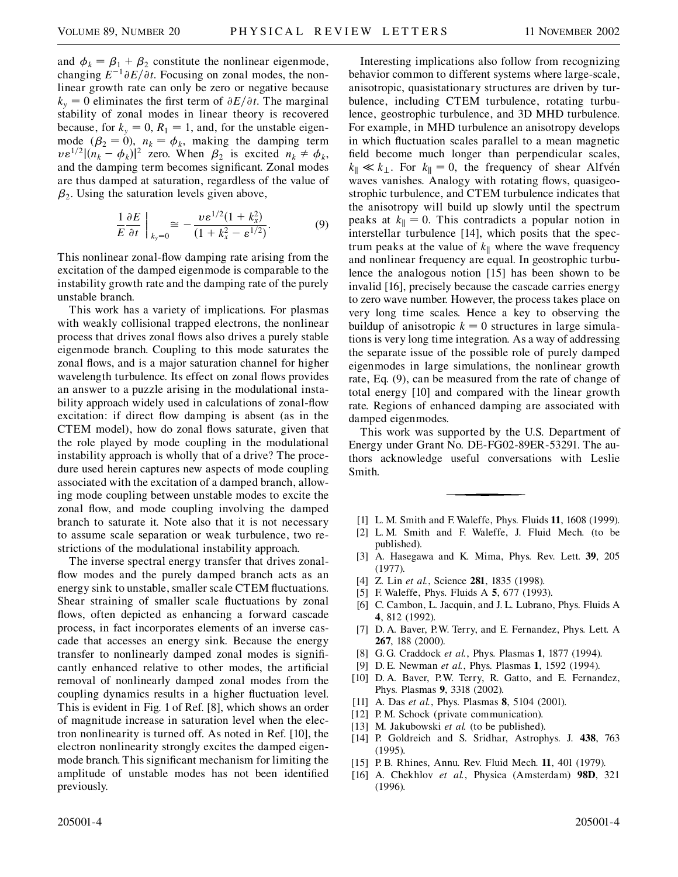and $\phi_k = \beta_1 + \beta_2$ constitute the nonlinear eigenmode, changing $E^{-1}\partial E/\partial t$. Focusing on zonal modes, the nonlinear growth rate can only be zero or negative because $k_y = 0$ eliminates the first term of $\partial E/\partial t$. The marginal stability of zonal modes in linear theory is recovered because, for $k_y = 0$, $R_1 = 1$, and, for the unstable eigenmode ($\beta_2 = 0$), $n_k = \phi_k$, making the damping term $v\varepsilon^{1/2}|(n_k - \phi_k)|^2$ zero. When $\beta_2$ is excited $n_k \neq \phi_k$, and the damping term becomes significant. Zonal modes are thus damped at saturation, regardless of the value of $\beta_2$. Using the saturation levels given above,

$$\frac{1}{E}\frac{\partial E}{\partial t}\bigg|_{k_y=0} \cong -\frac{v\varepsilon^{1/2}(1 + k_x^2)}{(1 + k_x^2 - \varepsilon^{1/2})}. \tag{9}$$

This nonlinear zonal-flow damping rate arising from the excitation of the damped eigenmode is comparable to the instability growth rate and the damping rate of the purely unstable branch.

This work has a variety of implications. For plasmas with weakly collisional trapped electrons, the nonlinear process that drives zonal flows also drives a purely stable eigenmode branch. Coupling to this mode saturates the zonal flows, and is a major saturation channel for higher wavelength turbulence. Its effect on zonal flows provides an answer to a puzzle arising in the modulational instability approach widely used in calculations of zonal-flow excitation: if direct flow damping is absent (as in the CTEM model), how do zonal flows saturate, given that the role played by mode coupling in the modulational instability approach is wholly that of a drive? The procedure used herein captures new aspects of mode coupling associated with the excitation of a damped branch, allowing mode coupling between unstable modes to excite the zonal flow, and mode coupling involving the damped branch to saturate it. Note also that it is not necessary to assume scale separation or weak turbulence, two restrictions of the modulational instability approach.

The inverse spectral energy transfer that drives zonal-flow modes and the purely damped branch acts as an energy sink to unstable, smaller scale CTEM fluctuations. Shear straining of smaller scale fluctuations by zonal flows, often depicted as enhancing a forward cascade process, in fact incorporates elements of an inverse cascade that accesses an energy sink. Because the energy transfer to nonlinearly damped zonal modes is significantly enhanced relative to other modes, the artificial removal of nonlinearly damped zonal modes from the coupling dynamics results in a higher fluctuation level. This is evident in Fig. 1 of Ref. [8], which shows an order of magnitude increase in saturation level when the electron nonlinearity is turned off. As noted in Ref. [10], the electron nonlinearity strongly excites the damped eigenmode branch. This significant mechanism for limiting the amplitude of unstable modes has not been identified previously.

Interesting implications also follow from recognizing behavior common to different systems where large-scale, anisotropic, quasistationary structures are driven by turbulence, including CTEM turbulence, rotating turbulence, geostrophic turbulence, and 3D MHD turbulence. For example, in MHD turbulence an anisotropy develops in which fluctuation scales parallel to a mean magnetic field become much longer than perpendicular scales, $k_\parallel \ll k_\perp$. For $k_\parallel = 0$, the frequency of shear Alfvén waves vanishes. Analogy with rotating flows, quasigeostrophic turbulence, and CTEM turbulence indicates that the anisotropy will build up slowly until the spectrum peaks at $k_\parallel = 0$. This contradicts a popular notion in interstellar turbulence [14], which posits that the spectrum peaks at the value of $k_\parallel$ where the wave frequency and nonlinear frequency are equal. In geostrophic turbulence the analogous notion [15] has been shown to be invalid [16], precisely because the cascade carries energy to zero wave number. However, the process takes place on very long time scales. Hence a key to observing the buildup of anisotropic $k = 0$ structures in large simulations is very long time integration. As a way of addressing the separate issue of the possible role of purely damped eigenmodes in large simulations, the nonlinear growth rate, Eq. (9), can be measured from the rate of change of total energy [10] and compared with the linear growth rate. Regions of enhanced damping are associated with damped eigenmodes.

This work was supported by the U.S. Department of Energy under Grant No. DE-FG02-89ER-53291. The authors acknowledge useful conversations with Leslie Smith.

---

[1] L. M. Smith and F. Waleffe, Phys. Fluids **11**, 1608 (1999).
[2] L. M. Smith and F. Waleffe, J. Fluid Mech. (to be published).
[3] A. Hasegawa and K. Mima, Phys. Rev. Lett. **39**, 205 (1977).
[4] Z. Lin *et al.*, Science **281**, 1835 (1998).
[5] F. Waleffe, Phys. Fluids A **5**, 677 (1993).
[6] C. Cambon, L. Jacquin, and J. L. Lubrano, Phys. Fluids A **4**, 812 (1992).
[7] D. A. Baver, P. W. Terry, and E. Fernandez, Phys. Lett. A **267**, 188 (2000).
[8] G. G. Craddock *et al.*, Phys. Plasmas **1**, 1877 (1994).
[9] D. E. Newman *et al.*, Phys. Plasmas **1**, 1592 (1994).
[10] D. A. Baver, P. W. Terry, R. Gatto, and E. Fernandez, Phys. Plasmas **9**, 3318 (2002).
[11] A. Das *et al.*, Phys. Plasmas **8**, 5104 (2001).
[12] P. M. Schock (private communication).
[13] M. Jakubowski *et al.* (to be published).
[14] P. Goldreich and S. Sridhar, Astrophys. J. **438**, 763 (1995).
[15] P. B. Rhines, Annu. Rev. Fluid Mech. **11**, 401 (1979).
[16] A. Chekhlov *et al.*, Physica (Amsterdam) **98D**, 321 (1996).